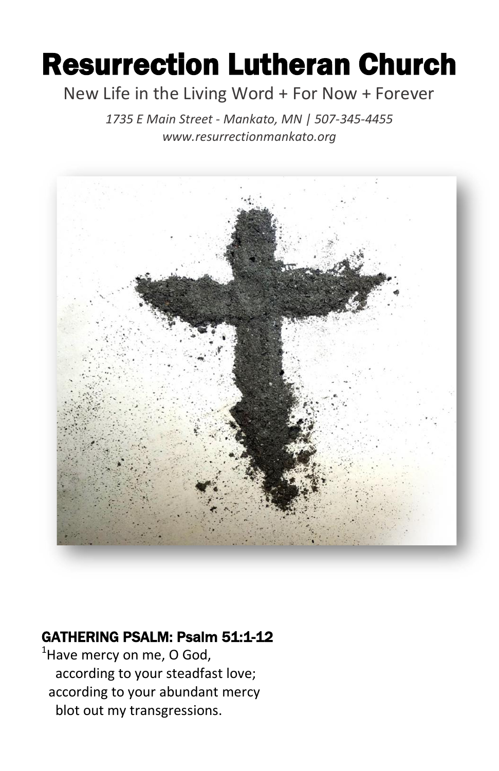# Resurrection Lutheran Church

New Life in the Living Word + For Now + Forever

*1735 E Main Street - Mankato, MN | 507-345-4455*
*www.resurrectionmankato.org*

## GATHERING PSALM: Psalm 51:1-12

[1]Have mercy on me, O God,
  according to your steadfast love;
 according to your abundant mercy
  blot out my transgressions.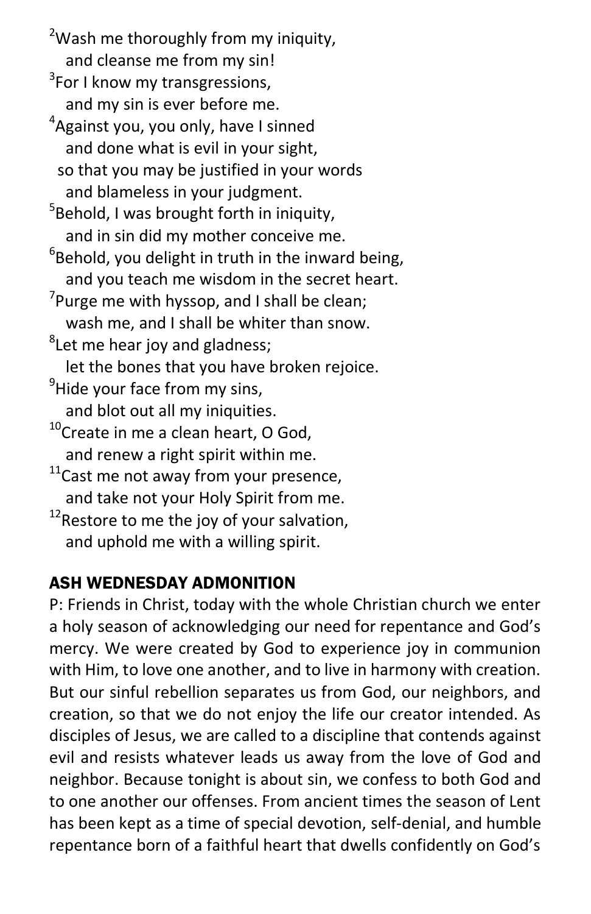[2]Wash me thoroughly from my iniquity,
   and cleanse me from my sin!
[3]For I know my transgressions,
   and my sin is ever before me.
[4]Against you, you only, have I sinned
   and done what is evil in your sight,
  so that you may be justified in your words
   and blameless in your judgment.
[5]Behold, I was brought forth in iniquity,
   and in sin did my mother conceive me.
[6]Behold, you delight in truth in the inward being,
   and you teach me wisdom in the secret heart.
[7]Purge me with hyssop, and I shall be clean;
   wash me, and I shall be whiter than snow.
[8]Let me hear joy and gladness;
   let the bones that you have broken rejoice.
[9]Hide your face from my sins,
   and blot out all my iniquities.
[10]Create in me a clean heart, O God,
   and renew a right spirit within me.
[11]Cast me not away from your presence,
   and take not your Holy Spirit from me.
[12]Restore to me the joy of your salvation,
   and uphold me with a willing spirit.

## ASH WEDNESDAY ADMONITION

P: Friends in Christ, today with the whole Christian church we enter a holy season of acknowledging our need for repentance and God's mercy. We were created by God to experience joy in communion with Him, to love one another, and to live in harmony with creation. But our sinful rebellion separates us from God, our neighbors, and creation, so that we do not enjoy the life our creator intended. As disciples of Jesus, we are called to a discipline that contends against evil and resists whatever leads us away from the love of God and neighbor. Because tonight is about sin, we confess to both God and to one another our offenses. From ancient times the season of Lent has been kept as a time of special devotion, self-denial, and humble repentance born of a faithful heart that dwells confidently on God's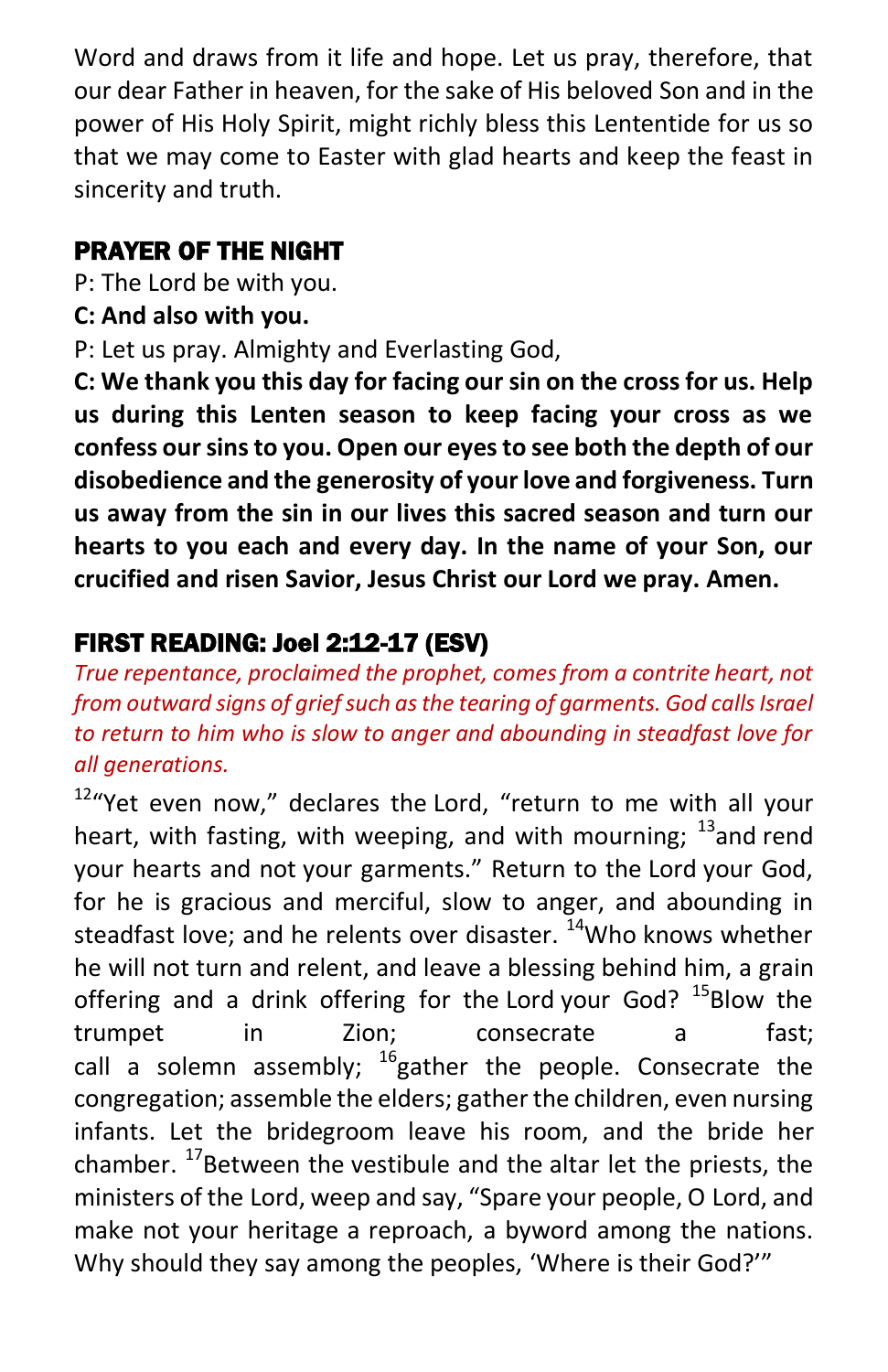Word and draws from it life and hope. Let us pray, therefore, that our dear Father in heaven, for the sake of His beloved Son and in the power of His Holy Spirit, might richly bless this Lententide for us so that we may come to Easter with glad hearts and keep the feast in sincerity and truth.

## PRAYER OF THE NIGHT

P: The Lord be with you.

**C: And also with you.**

P: Let us pray. Almighty and Everlasting God,

**C: We thank you this day for facing our sin on the cross for us. Help us during this Lenten season to keep facing your cross as we confess our sins to you. Open our eyes to see both the depth of our disobedience and the generosity of your love and forgiveness. Turn us away from the sin in our lives this sacred season and turn our hearts to you each and every day. In the name of your Son, our crucified and risen Savior, Jesus Christ our Lord we pray. Amen.**

## FIRST READING: Joel 2:12-17 (ESV)

*True repentance, proclaimed the prophet, comes from a contrite heart, not from outward signs of grief such as the tearing of garments. God calls Israel to return to him who is slow to anger and abounding in steadfast love for all generations.*

[12]"Yet even now," declares the Lord, "return to me with all your heart, with fasting, with weeping, and with mourning; [13]and rend your hearts and not your garments." Return to the Lord your God, for he is gracious and merciful, slow to anger, and abounding in steadfast love; and he relents over disaster. [14]Who knows whether he will not turn and relent, and leave a blessing behind him, a grain offering and a drink offering for the Lord your God? [15]Blow the trumpet in Zion; consecrate a fast; call a solemn assembly; [16]gather the people. Consecrate the congregation; assemble the elders; gather the children, even nursing infants. Let the bridegroom leave his room, and the bride her chamber. [17]Between the vestibule and the altar let the priests, the ministers of the Lord, weep and say, "Spare your people, O Lord, and make not your heritage a reproach, a byword among the nations. Why should they say among the peoples, 'Where is their God?'"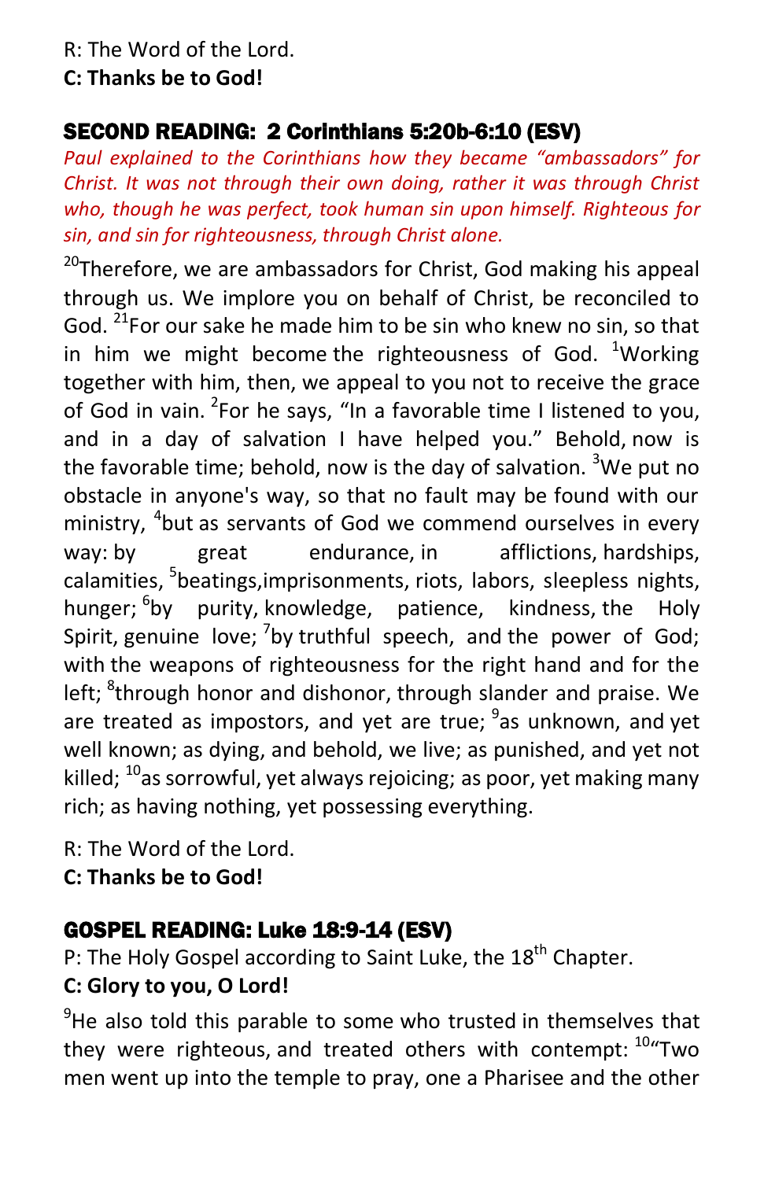R: The Word of the Lord.
**C: Thanks be to God!**

## SECOND READING: 2 Corinthians 5:20b-6:10 (ESV)

*Paul explained to the Corinthians how they became "ambassadors" for Christ. It was not through their own doing, rather it was through Christ who, though he was perfect, took human sin upon himself. Righteous for sin, and sin for righteousness, through Christ alone.*

[20]Therefore, we are ambassadors for Christ, God making his appeal through us. We implore you on behalf of Christ, be reconciled to God. [21]For our sake he made him to be sin who knew no sin, so that in him we might become the righteousness of God. [1]Working together with him, then, we appeal to you not to receive the grace of God in vain. [2]For he says, "In a favorable time I listened to you, and in a day of salvation I have helped you." Behold, now is the favorable time; behold, now is the day of salvation. [3]We put no obstacle in anyone's way, so that no fault may be found with our ministry, [4]but as servants of God we commend ourselves in every way: by great endurance, in afflictions, hardships, calamities, [5]beatings,imprisonments, riots, labors, sleepless nights, hunger; [6]by purity, knowledge, patience, kindness, the Holy Spirit, genuine love; [7]by truthful speech, and the power of God; with the weapons of righteousness for the right hand and for the left; [8]through honor and dishonor, through slander and praise. We are treated as impostors, and yet are true; [9]as unknown, and yet well known; as dying, and behold, we live; as punished, and yet not killed; [10]as sorrowful, yet always rejoicing; as poor, yet making many rich; as having nothing, yet possessing everything.

R: The Word of the Lord.
**C: Thanks be to God!**

## GOSPEL READING: Luke 18:9-14 (ESV)

P: The Holy Gospel according to Saint Luke, the 18th Chapter.
**C: Glory to you, O Lord!**

[9]He also told this parable to some who trusted in themselves that they were righteous, and treated others with contempt: [10]"Two men went up into the temple to pray, one a Pharisee and the other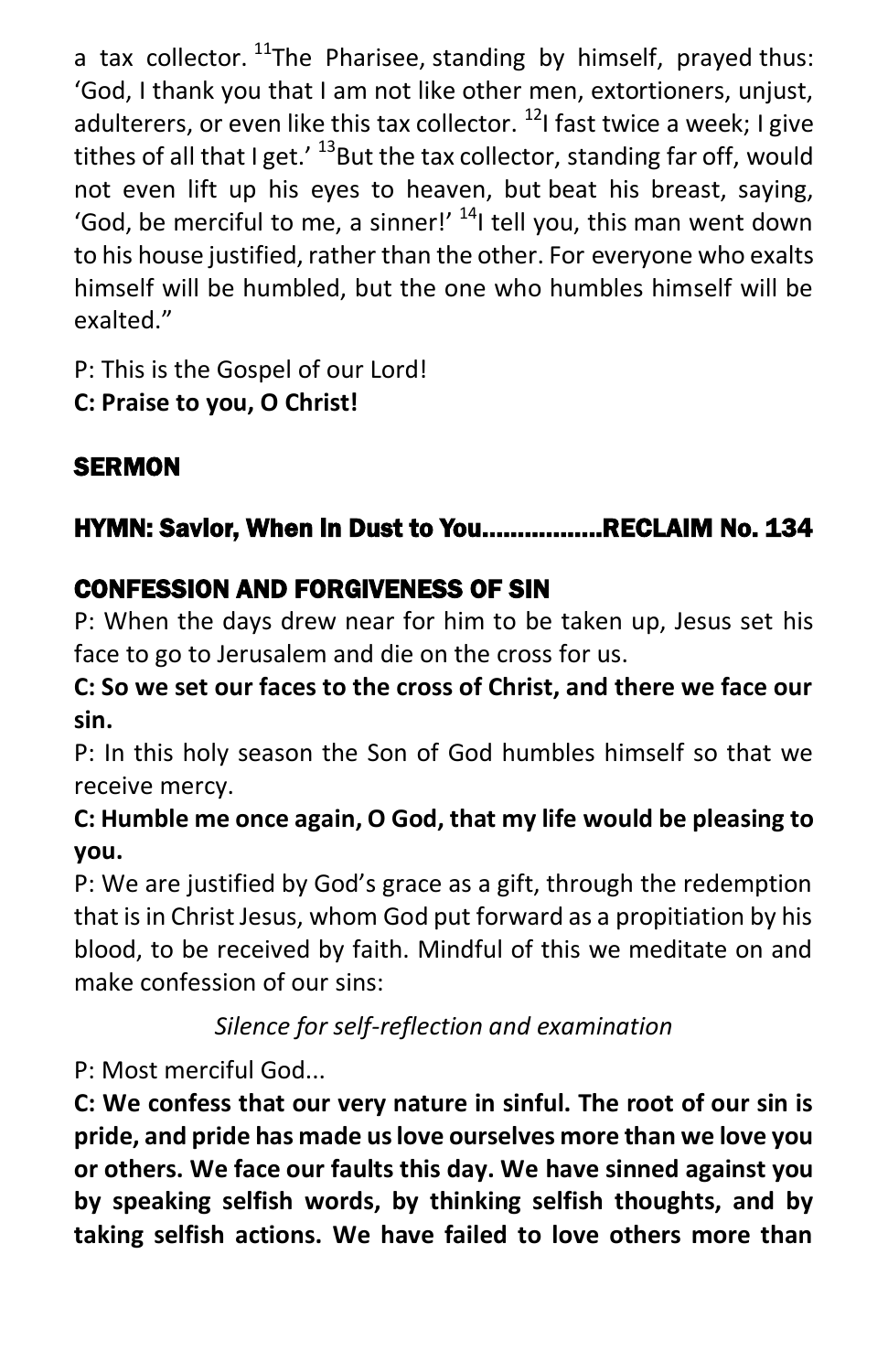a tax collector. [11]The Pharisee, standing by himself, prayed thus: 'God, I thank you that I am not like other men, extortioners, unjust, adulterers, or even like this tax collector. [12]I fast twice a week; I give tithes of all that I get.' [13]But the tax collector, standing far off, would not even lift up his eyes to heaven, but beat his breast, saying, 'God, be merciful to me, a sinner!' [14]I tell you, this man went down to his house justified, rather than the other. For everyone who exalts himself will be humbled, but the one who humbles himself will be exalted."

P: This is the Gospel of our Lord!
**C: Praise to you, O Christ!**

## SERMON

## HYMN: Savior, When In Dust to You……………..RECLAIM No. 134

## CONFESSION AND FORGIVENESS OF SIN

P: When the days drew near for him to be taken up, Jesus set his face to go to Jerusalem and die on the cross for us.

**C: So we set our faces to the cross of Christ, and there we face our sin.**

P: In this holy season the Son of God humbles himself so that we receive mercy.

**C: Humble me once again, O God, that my life would be pleasing to you.**

P: We are justified by God's grace as a gift, through the redemption that is in Christ Jesus, whom God put forward as a propitiation by his blood, to be received by faith. Mindful of this we meditate on and make confession of our sins:

*Silence for self-reflection and examination*

P: Most merciful God...

**C: We confess that our very nature in sinful. The root of our sin is pride, and pride has made us love ourselves more than we love you or others. We face our faults this day. We have sinned against you by speaking selfish words, by thinking selfish thoughts, and by taking selfish actions. We have failed to love others more than**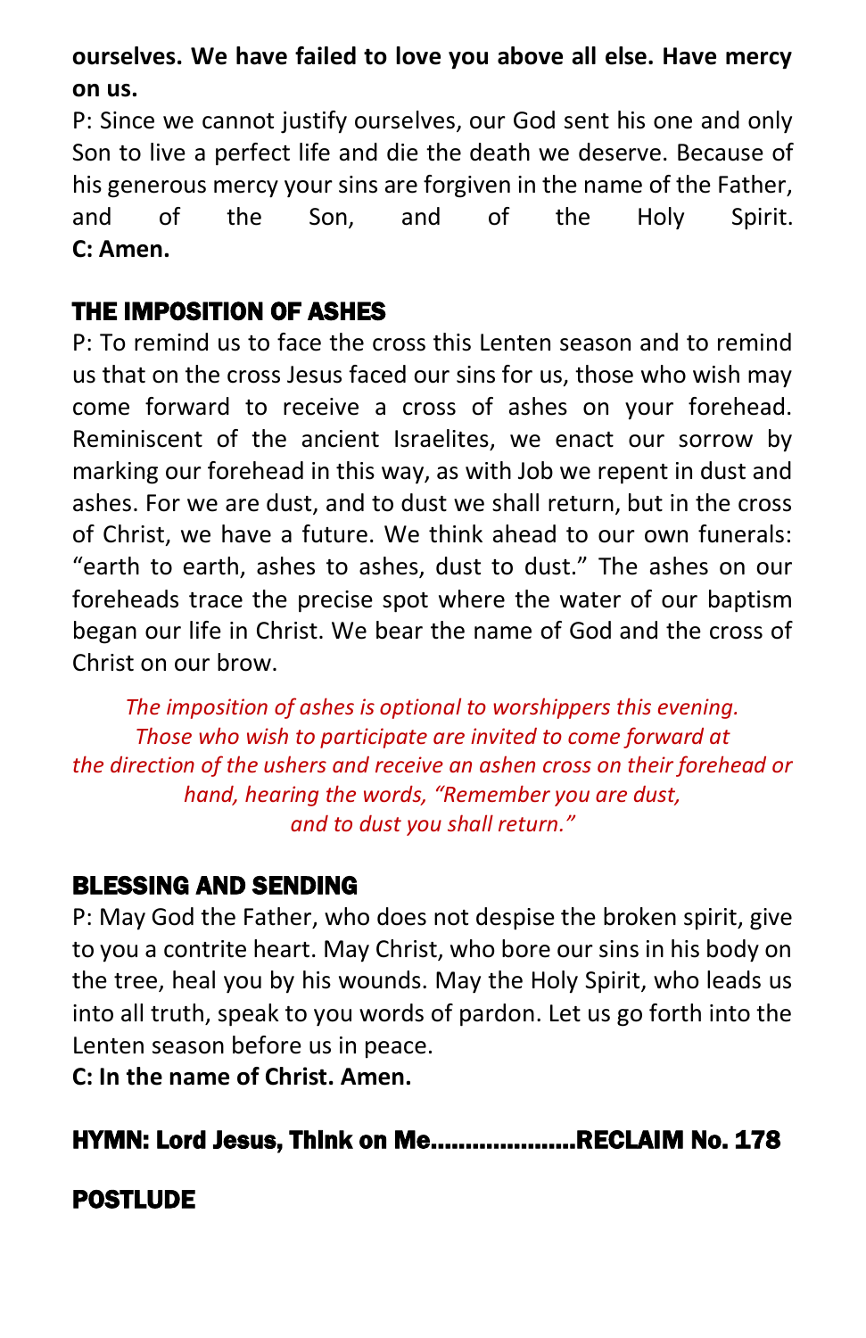**ourselves. We have failed to love you above all else. Have mercy on us.**

P: Since we cannot justify ourselves, our God sent his one and only Son to live a perfect life and die the death we deserve. Because of his generous mercy your sins are forgiven in the name of the Father, and of the Son, and of the Holy Spirit.
**C: Amen.**

## THE IMPOSITION OF ASHES

P: To remind us to face the cross this Lenten season and to remind us that on the cross Jesus faced our sins for us, those who wish may come forward to receive a cross of ashes on your forehead. Reminiscent of the ancient Israelites, we enact our sorrow by marking our forehead in this way, as with Job we repent in dust and ashes. For we are dust, and to dust we shall return, but in the cross of Christ, we have a future. We think ahead to our own funerals: "earth to earth, ashes to ashes, dust to dust." The ashes on our foreheads trace the precise spot where the water of our baptism began our life in Christ. We bear the name of God and the cross of Christ on our brow.

*The imposition of ashes is optional to worshippers this evening. Those who wish to participate are invited to come forward at the direction of the ushers and receive an ashen cross on their forehead or hand, hearing the words, "Remember you are dust, and to dust you shall return."*

## BLESSING AND SENDING

P: May God the Father, who does not despise the broken spirit, give to you a contrite heart. May Christ, who bore our sins in his body on the tree, heal you by his wounds. May the Holy Spirit, who leads us into all truth, speak to you words of pardon. Let us go forth into the Lenten season before us in peace.
**C: In the name of Christ. Amen.**

## HYMN: Lord Jesus, Think on Me....................RECLAIM No. 178

## POSTLUDE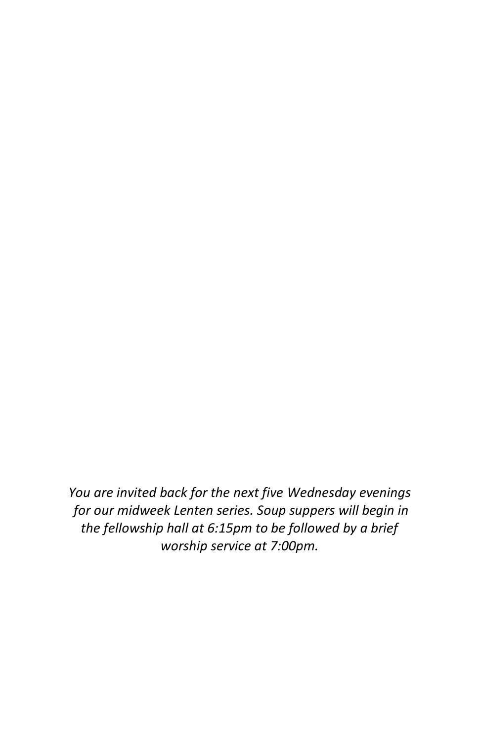*You are invited back for the next five Wednesday evenings for our midweek Lenten series. Soup suppers will begin in the fellowship hall at 6:15pm to be followed by a brief worship service at 7:00pm.*